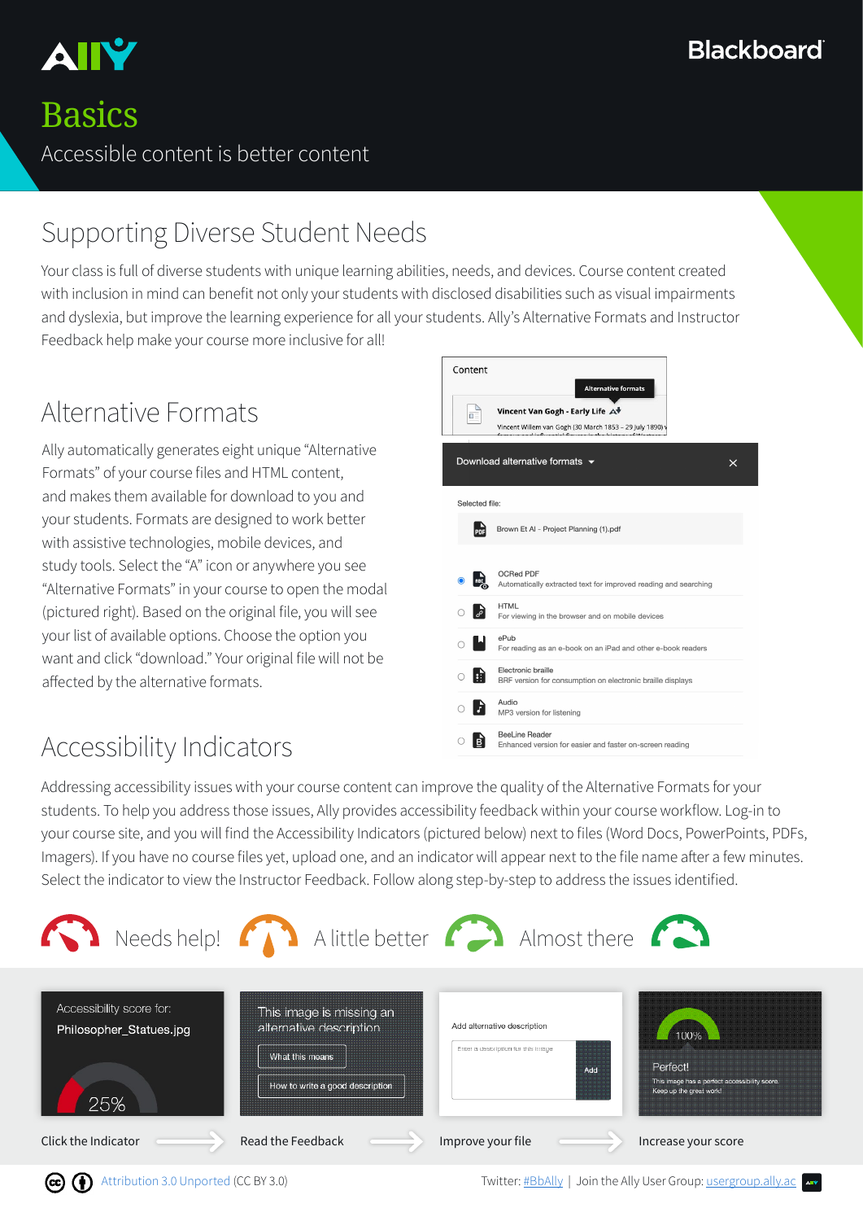# Ally

# Basics

Accessible content is better content

## Supporting Diverse Student Needs

Your class is full of diverse students with unique learning abilities, needs, and devices. Course content created with inclusion in mind can benefit not only your students with disclosed disabilities such as visual impairments and dyslexia, but improve the learning experience for all your students. Ally's Alternative Formats and Instructor Feedback help make your course more inclusive for all!

## Alternative Formats

Ally automatically generates eight unique "Alternative Formats" of your course files and HTML content, and makes them available for download to you and your students. Formats are designed to work better with assistive technologies, mobile devices, and study tools. Select the "A" icon or anywhere you see "Alternative Formats" in your course to open the modal (pictured right). Based on the original file, you will see your list of available options. Choose the option you want and click "download." Your original file will not be affected by the alternative formats.

## Accessibility Indicators

Addressing accessibility issues with your course content can improve the quality of the Alternative Formats for your students. To help you address those issues, Ally provides accessibility feedback within your course workflow. Log-in to your course site, and you will find the Accessibility Indicators (pictured below) next to files (Word Docs, PowerPoints, PDFs, Imagers). If you have no course files yet, upload one, and an indicator will appear next to the file name after a few minutes. Select the indicator to view the Instructor Feedback. Follow along step-by-step to address the issues identified.

Needs help! — A little better — Almost there

Click the Indicator → Read the Feedback → Improve your file → Increase your score

Attribution 3.0 Unported (CC BY 3.0)

Twitter: #BbAlly | Join the Ally User Group: usergroup.ally.ac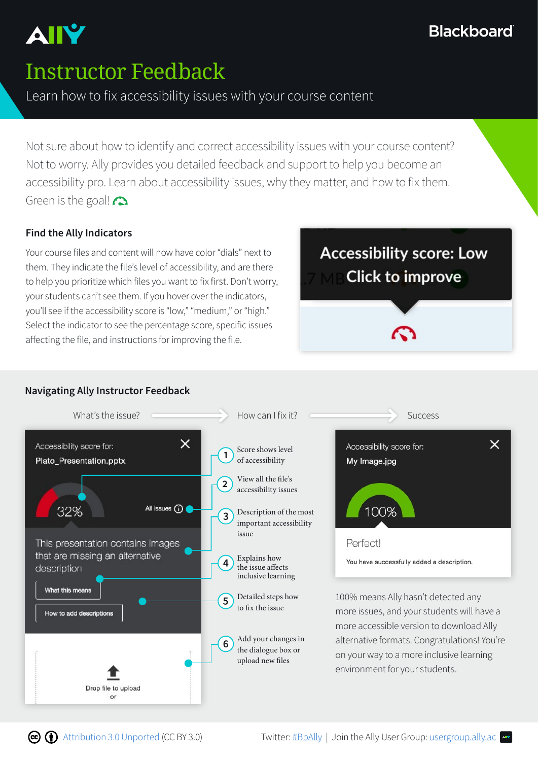ALLY | Blackboard

# Instructor Feedback

Learn how to fix accessibility issues with your course content

Not sure about how to identify and correct accessibility issues with your course content? Not to worry. Ally provides you detailed feedback and support to help you become an accessibility pro. Learn about accessibility issues, why they matter, and how to fix them. Green is the goal!

### Find the Ally Indicators

Your course files and content will now have color "dials" next to them. They indicate the file's level of accessibility, and are there to help you prioritize which files you want to fix first. Don't worry, your students can't see them. If you hover over the indicators, you'll see if the accessibility score is "low," "medium," or "high." Select the indicator to see the percentage score, specific issues affecting the file, and instructions for improving the file.

Accessibility score: Low
Click to improve

### Navigating Ally Instructor Feedback

What's the issue? → How can I fix it? → Success

Accessibility score for:
Plato_Presentation.pptx

32%

All issues

This presentation contains images that are missing an alternative description

What this means

How to add descriptions

Drop file to upload
or

1. Score shows level of accessibility
2. View all the file's accessibility issues
3. Description of the most important accessibility issue
4. Explains how the issue affects inclusive learning
5. Detailed steps how to fix the issue
6. Add your changes in the dialogue box or upload new files

Accessibility score for:
My Image.jpg

100%

Perfect!

You have successfully added a description.

100% means Ally hasn't detected any more issues, and your students will have a more accessible version to download Ally alternative formats. Congratulations! You're on your way to a more inclusive learning environment for your students.

Attribution 3.0 Unported (CC BY 3.0) Twitter: #BbAlly | Join the Ally User Group: usergroup.ally.ac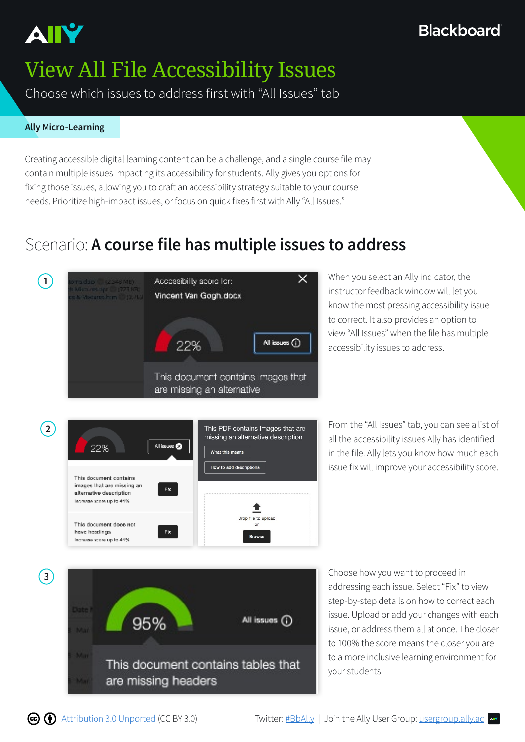# View All File Accessibility Issues

Choose which issues to address first with "All Issues" tab

**Ally Micro-Learning**

Creating accessible digital learning content can be a challenge, and a single course file may contain multiple issues impacting its accessibility for students. Ally gives you options for fixing those issues, allowing you to craft an accessibility strategy suitable to your course needs. Prioritize high-impact issues, or focus on quick fixes first with Ally "All Issues."

## Scenario: **A course file has multiple issues to address**

1. When you select an Ally indicator, the instructor feedback window will let you know the most pressing accessibility issue to correct. It also provides an option to view "All Issues" when the file has multiple accessibility issues to address.

2. From the "All Issues" tab, you can see a list of all the accessibility issues Ally has identified in the file. Ally lets you know how much each issue fix will improve your accessibility score.

3. Choose how you want to proceed in addressing each issue. Select "Fix" to view step-by-step details on how to correct each issue. Upload or add your changes with each issue, or address them all at once. The closer to 100% the score means the closer you are to a more inclusive learning environment for your students.

Attribution 3.0 Unported (CC BY 3.0) Twitter: #BbAlly | Join the Ally User Group: usergroup.ally.ac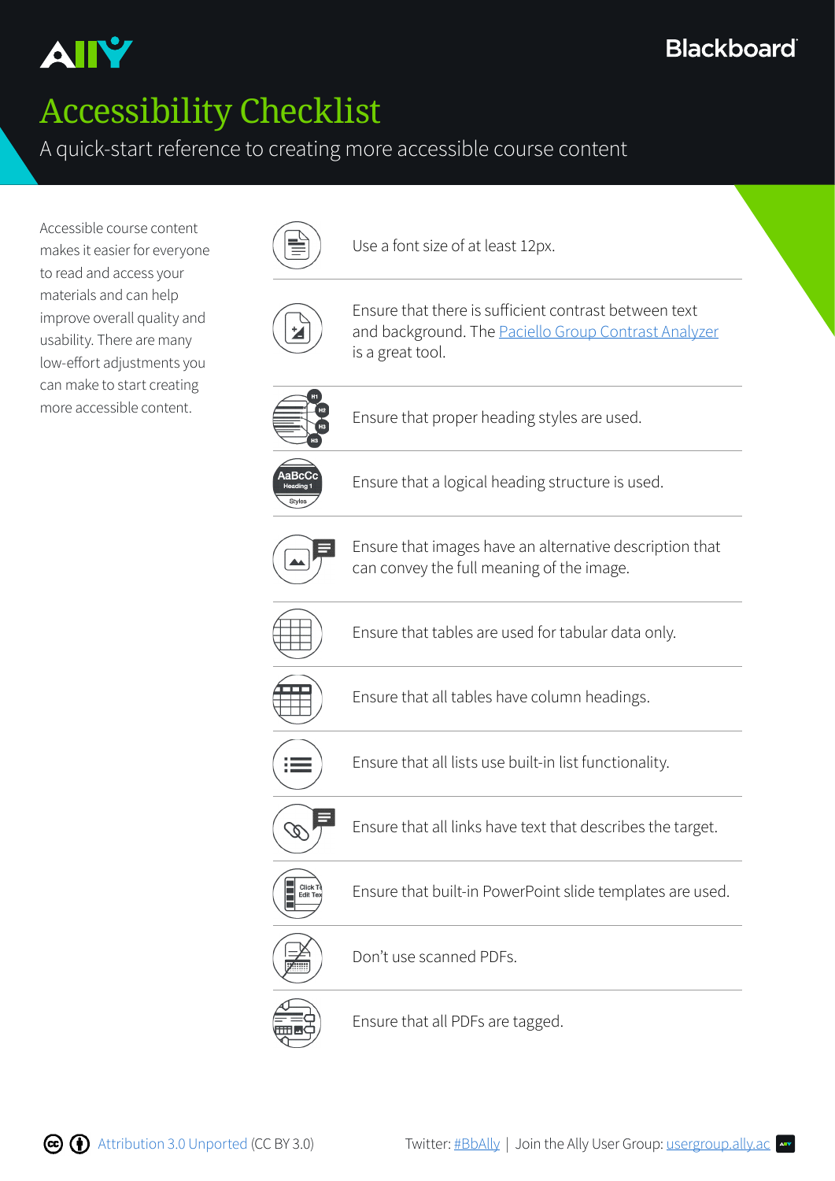ALLY

Blackboard

# Accessibility Checklist

A quick-start reference to creating more accessible course content

Accessible course content makes it easier for everyone to read and access your materials and can help improve overall quality and usability. There are many low-effort adjustments you can make to start creating more accessible content.

- Use a font size of at least 12px.
- Ensure that there is sufficient contrast between text and background. The [Paciello Group Contrast Analyzer]() is a great tool.
- Ensure that proper heading styles are used.
- Ensure that a logical heading structure is used.
- Ensure that images have an alternative description that can convey the full meaning of the image.
- Ensure that tables are used for tabular data only.
- Ensure that all tables have column headings.
- Ensure that all lists use built-in list functionality.
- Ensure that all links have text that describes the target.
- Ensure that built-in PowerPoint slide templates are used.
- Don't use scanned PDFs.
- Ensure that all PDFs are tagged.

Attribution 3.0 Unported (CC BY 3.0)

Twitter: #BbAlly | Join the Ally User Group: usergroup.ally.ac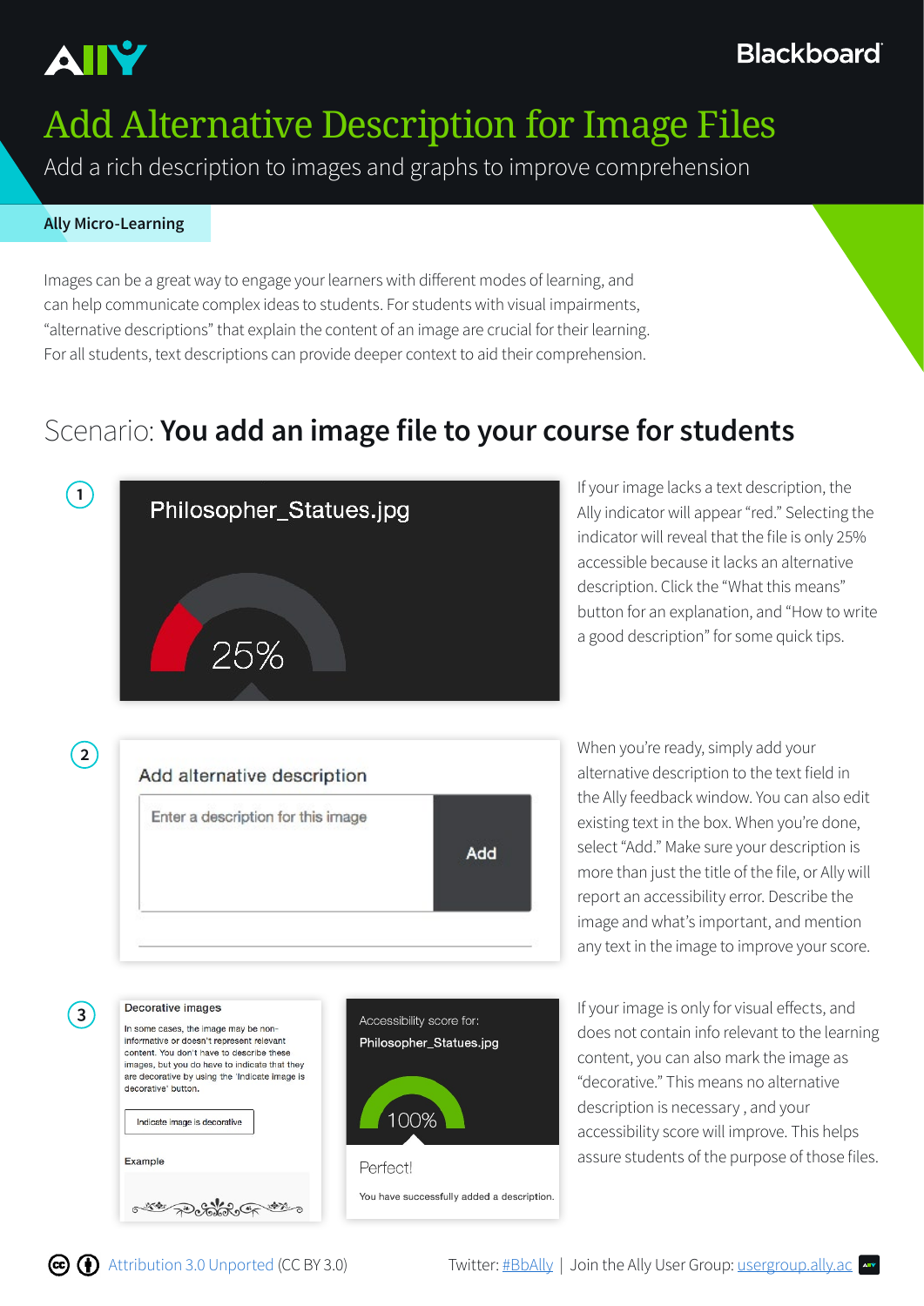# Add Alternative Description for Image Files

Add a rich description to images and graphs to improve comprehension

**Ally Micro-Learning**

Images can be a great way to engage your learners with different modes of learning, and can help communicate complex ideas to students. For students with visual impairments, "alternative descriptions" that explain the content of an image are crucial for their learning. For all students, text descriptions can provide deeper context to aid their comprehension.

## Scenario: **You add an image file to your course for students**

**1**

Philosopher_Statues.jpg

25%

If your image lacks a text description, the Ally indicator will appear "red." Selecting the indicator will reveal that the file is only 25% accessible because it lacks an alternative description. Click the "What this means" button for an explanation, and "How to write a good description" for some quick tips.

**2**

Add alternative description

Enter a description for this image

Add

When you're ready, simply add your alternative description to the text field in the Ally feedback window. You can also edit existing text in the box. When you're done, select "Add." Make sure your description is more than just the title of the file, or Ally will report an accessibility error. Describe the image and what's important, and mention any text in the image to improve your score.

**3**

Decorative images

In some cases, the image may be non-informative or doesn't represent relevant content. You don't have to describe these images, but you do have to indicate that they are decorative by using the 'Indicate image is decorative' button.

Indicate image is decorative

Example

Accessibility score for:
Philosopher_Statues.jpg

100%

Perfect!

You have successfully added a description.

If your image is only for visual effects, and does not contain info relevant to the learning content, you can also mark the image as "decorative." This means no alternative description is necessary , and your accessibility score will improve. This helps assure students of the purpose of those files.

Attribution 3.0 Unported (CC BY 3.0)

Twitter: #BbAlly | Join the Ally User Group: usergroup.ally.ac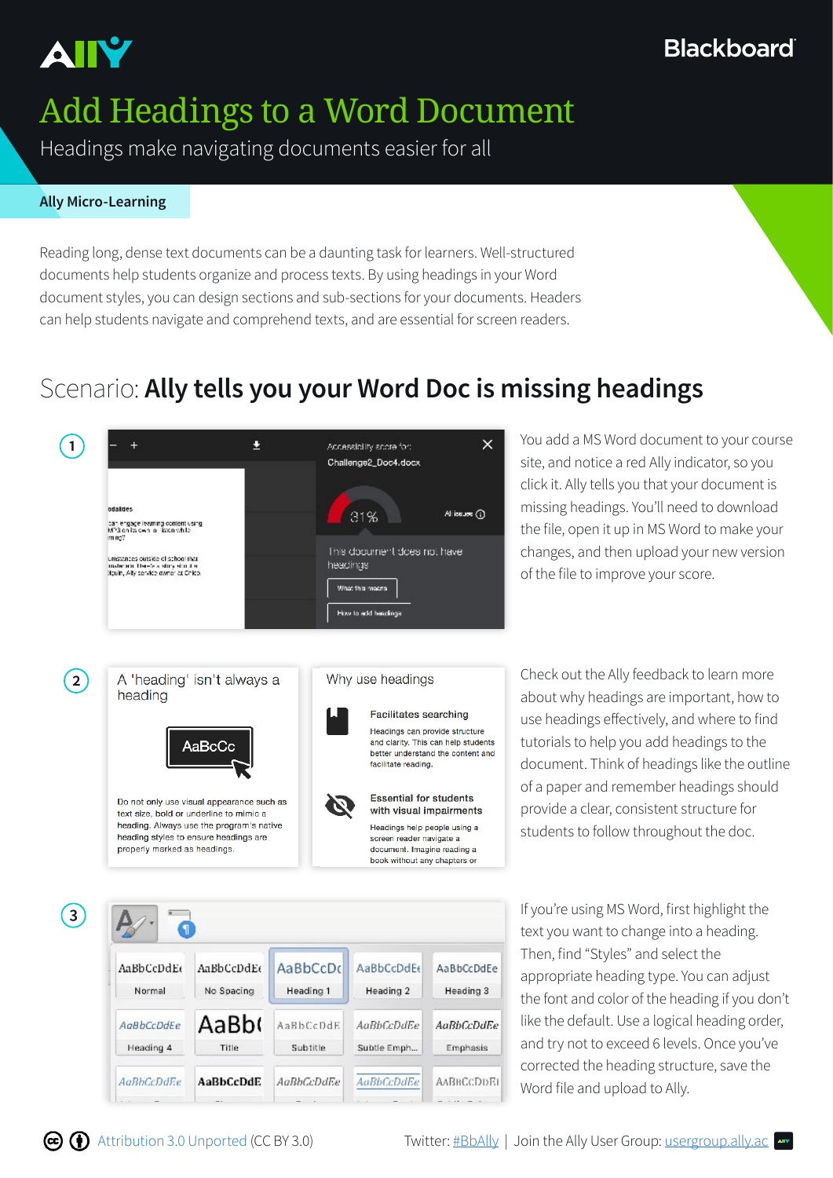ALLY

Blackboard

# Add Headings to a Word Document

Headings make navigating documents easier for all

**Ally Micro-Learning**

Reading long, dense text documents can be a daunting task for learners. Well-structured documents help students organize and process texts. By using headings in your Word document styles, you can design sections and sub-sections for your documents. Headers can help students navigate and comprehend texts, and are essential for screen readers.

## Scenario: **Ally tells you your Word Doc is missing headings**

1. You add a MS Word document to your course site, and notice a red Ally indicator, so you click it. Ally tells you that your document is missing headings. You'll need to download the file, open it up in MS Word to make your changes, and then upload your new version of the file to improve your score.

2. Check out the Ally feedback to learn more about why headings are important, how to use headings effectively, and where to find tutorials to help you add headings to the document. Think of headings like the outline of a paper and remember headings should provide a clear, consistent structure for students to follow throughout the doc.

3. If you're using MS Word, first highlight the text you want to change into a heading. Then, find "Styles" and select the appropriate heading type. You can adjust the font and color of the heading if you don't like the default. Use a logical heading order, and try not to exceed 6 levels. Once you've corrected the heading structure, save the Word file and upload to Ally.

Attribution 3.0 Unported (CC BY 3.0)

Twitter: #BbAlly | Join the Ally User Group: usergroup.ally.ac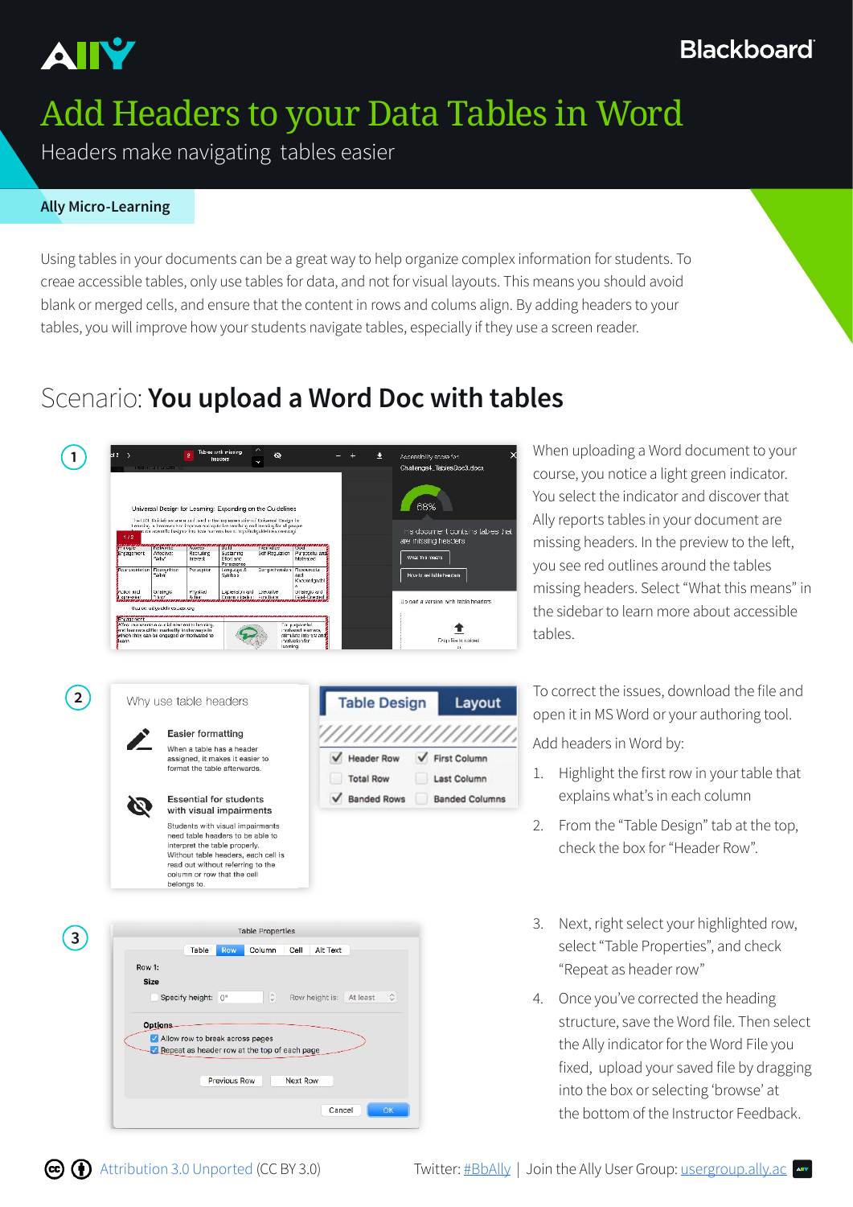# Add Headers to your Data Tables in Word

Headers make navigating tables easier

**Ally Micro-Learning**

Using tables in your documents can be a great way to help organize complex information for students. To creae accessible tables, only use tables for data, and not for visual layouts. This means you should avoid blank or merged cells, and ensure that the content in rows and colums align. By adding headers to your tables, you will improve how your students navigate tables, especially if they use a screen reader.

## Scenario: **You upload a Word Doc with tables**

1

When uploading a Word document to your course, you notice a light green indicator. You select the indicator and discover that Ally reports tables in your document are missing headers. In the preview to the left, you see red outlines around the tables missing headers. Select "What this means" in the sidebar to learn more about accessible tables.

2

To correct the issues, download the file and open it in MS Word or your authoring tool.

Add headers in Word by:

1. Highlight the first row in your table that explains what's in each column
2. From the "Table Design" tab at the top, check the box for "Header Row".

3

3. Next, right select your highlighted row, select "Table Properties", and check "Repeat as header row"
4. Once you've corrected the heading structure, save the Word file. Then select the Ally indicator for the Word File you fixed, upload your saved file by dragging into the box or selecting 'browse' at the bottom of the Instructor Feedback.

Attribution 3.0 Unported (CC BY 3.0)

Twitter: #BbAlly | Join the Ally User Group: usergroup.ally.ac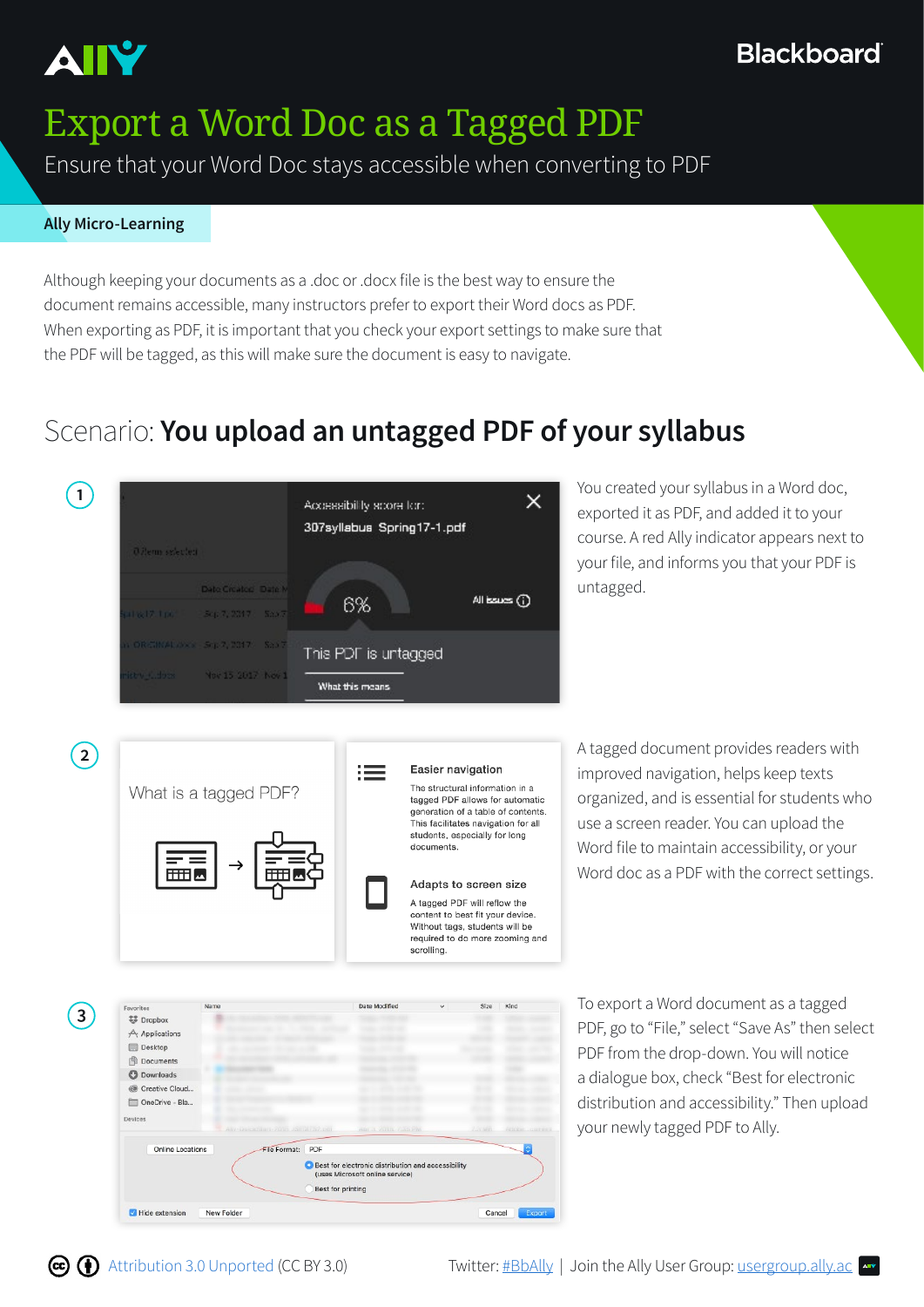Blackboard

# Export a Word Doc as a Tagged PDF

Ensure that your Word Doc stays accessible when converting to PDF

**Ally Micro-Learning**

Although keeping your documents as a .doc or .docx file is the best way to ensure the document remains accessible, many instructors prefer to export their Word docs as PDF. When exporting as PDF, it is important that you check your export settings to make sure that the PDF will be tagged, as this will make sure the document is easy to navigate.

## Scenario: **You upload an untagged PDF of your syllabus**

1. You created your syllabus in a Word doc, exported it as PDF, and added it to your course. A red Ally indicator appears next to your file, and informs you that your PDF is untagged.

2. A tagged document provides readers with improved navigation, helps keep texts organized, and is essential for students who use a screen reader. You can upload the Word file to maintain accessibility, or your Word doc as a PDF with the correct settings.

3. To export a Word document as a tagged PDF, go to "File," select "Save As" then select PDF from the drop-down. You will notice a dialogue box, check "Best for electronic distribution and accessibility." Then upload your newly tagged PDF to Ally.

Attribution 3.0 Unported (CC BY 3.0)

Twitter: #BbAlly | Join the Ally User Group: usergroup.ally.ac